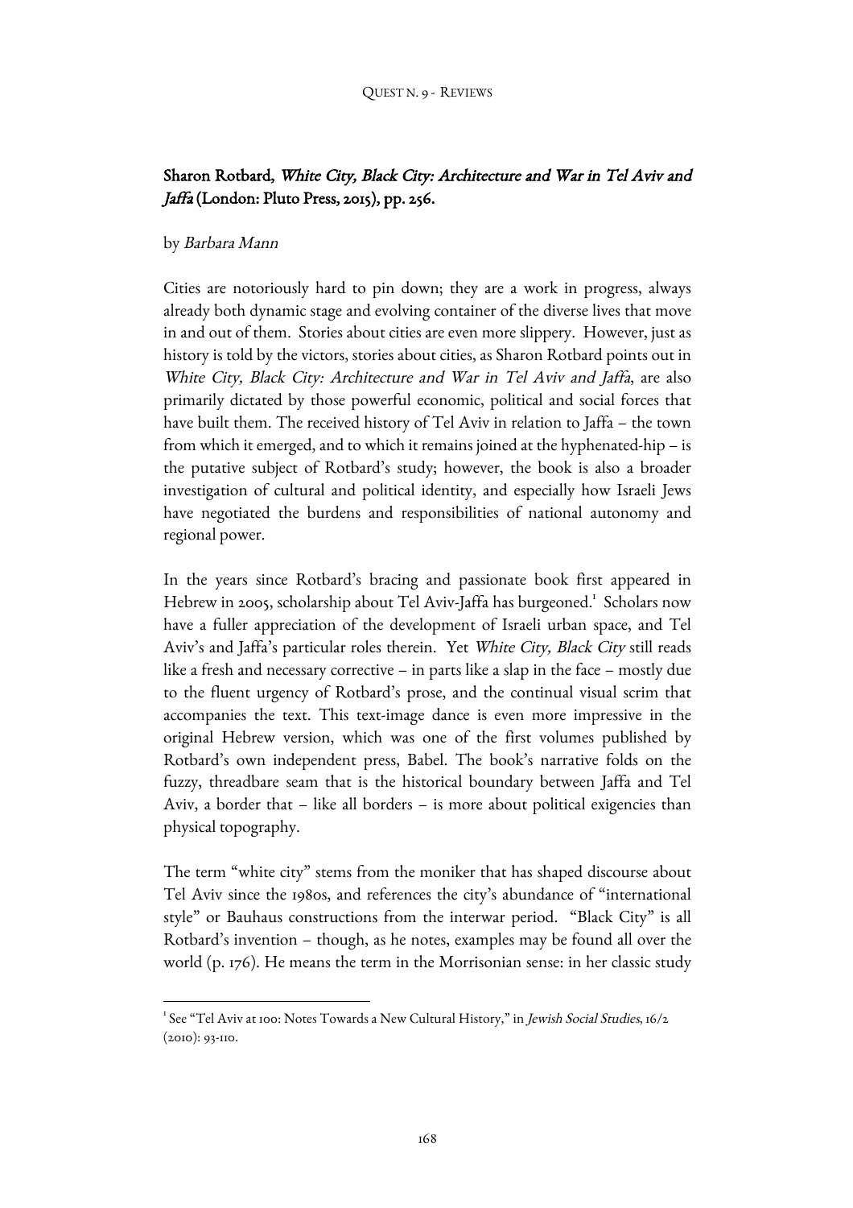## Sharon Rotbard, *White City, Black City: Architecture and War in Tel Aviv and Jaffa* (London: Pluto Press, 2015), pp. 256.

by *Barbara Mann*

Cities are notoriously hard to pin down; they are a work in progress, always already both dynamic stage and evolving container of the diverse lives that move in and out of them. Stories about cities are even more slippery. However, just as history is told by the victors, stories about cities, as Sharon Rotbard points out in *White City, Black City: Architecture and War in Tel Aviv and Jaffa*, are also primarily dictated by those powerful economic, political and social forces that have built them. The received history of Tel Aviv in relation to Jaffa – the town from which it emerged, and to which it remains joined at the hyphenated-hip – is the putative subject of Rotbard's study; however, the book is also a broader investigation of cultural and political identity, and especially how Israeli Jews have negotiated the burdens and responsibilities of national autonomy and regional power.

In the years since Rotbard's bracing and passionate book first appeared in Hebrew in 2005, scholarship about Tel Aviv-Jaffa has burgeoned.[1] Scholars now have a fuller appreciation of the development of Israeli urban space, and Tel Aviv's and Jaffa's particular roles therein. Yet *White City, Black City* still reads like a fresh and necessary corrective – in parts like a slap in the face – mostly due to the fluent urgency of Rotbard's prose, and the continual visual scrim that accompanies the text. This text-image dance is even more impressive in the original Hebrew version, which was one of the first volumes published by Rotbard's own independent press, Babel. The book's narrative folds on the fuzzy, threadbare seam that is the historical boundary between Jaffa and Tel Aviv, a border that – like all borders – is more about political exigencies than physical topography.

The term "white city" stems from the moniker that has shaped discourse about Tel Aviv since the 1980s, and references the city's abundance of "international style" or Bauhaus constructions from the interwar period. "Black City" is all Rotbard's invention – though, as he notes, examples may be found all over the world (p. 176). He means the term in the Morrisonian sense: in her classic study

[1] See "Tel Aviv at 100: Notes Towards a New Cultural History," in *Jewish Social Studies*, 16/2 (2010): 93-110.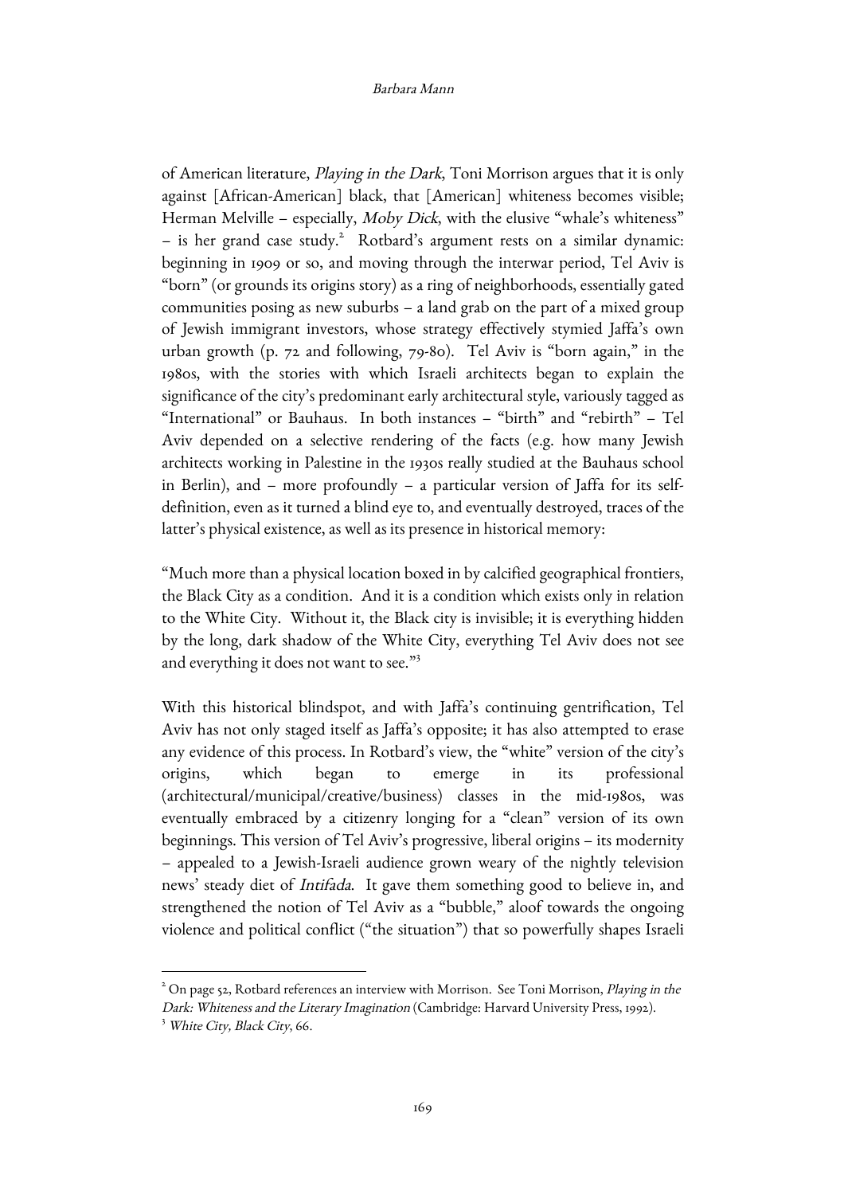of American literature, *Playing in the Dark*, Toni Morrison argues that it is only against [African-American] black, that [American] whiteness becomes visible; Herman Melville – especially, *Moby Dick*, with the elusive "whale's whiteness" – is her grand case study.[2] Rotbard's argument rests on a similar dynamic: beginning in 1909 or so, and moving through the interwar period, Tel Aviv is "born" (or grounds its origins story) as a ring of neighborhoods, essentially gated communities posing as new suburbs – a land grab on the part of a mixed group of Jewish immigrant investors, whose strategy effectively stymied Jaffa's own urban growth (p. 72 and following, 79-80). Tel Aviv is "born again," in the 1980s, with the stories with which Israeli architects began to explain the significance of the city's predominant early architectural style, variously tagged as "International" or Bauhaus. In both instances – "birth" and "rebirth" – Tel Aviv depended on a selective rendering of the facts (e.g. how many Jewish architects working in Palestine in the 1930s really studied at the Bauhaus school in Berlin), and – more profoundly – a particular version of Jaffa for its self-definition, even as it turned a blind eye to, and eventually destroyed, traces of the latter's physical existence, as well as its presence in historical memory:

"Much more than a physical location boxed in by calcified geographical frontiers, the Black City as a condition. And it is a condition which exists only in relation to the White City. Without it, the Black city is invisible; it is everything hidden by the long, dark shadow of the White City, everything Tel Aviv does not see and everything it does not want to see."[3]

With this historical blindspot, and with Jaffa's continuing gentrification, Tel Aviv has not only staged itself as Jaffa's opposite; it has also attempted to erase any evidence of this process. In Rotbard's view, the "white" version of the city's origins, which began to emerge in its professional (architectural/municipal/creative/business) classes in the mid-1980s, was eventually embraced by a citizenry longing for a "clean" version of its own beginnings. This version of Tel Aviv's progressive, liberal origins – its modernity – appealed to a Jewish-Israeli audience grown weary of the nightly television news' steady diet of *Intifada*. It gave them something good to believe in, and strengthened the notion of Tel Aviv as a "bubble," aloof towards the ongoing violence and political conflict ("the situation") that so powerfully shapes Israeli

---

[2] On page 52, Rotbard references an interview with Morrison. See Toni Morrison, *Playing in the Dark: Whiteness and the Literary Imagination* (Cambridge: Harvard University Press, 1992).

[3] *White City, Black City*, 66.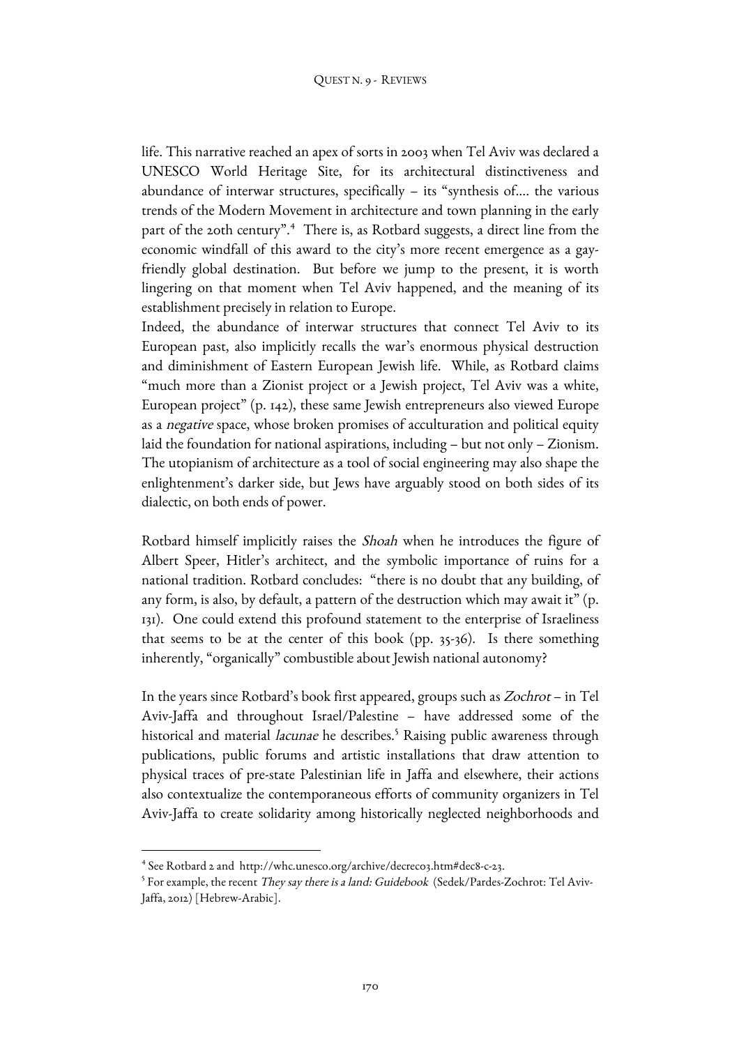life. This narrative reached an apex of sorts in 2003 when Tel Aviv was declared a UNESCO World Heritage Site, for its architectural distinctiveness and abundance of interwar structures, specifically – its "synthesis of.... the various trends of the Modern Movement in architecture and town planning in the early part of the 20th century".[4] There is, as Rotbard suggests, a direct line from the economic windfall of this award to the city's more recent emergence as a gay-friendly global destination. But before we jump to the present, it is worth lingering on that moment when Tel Aviv happened, and the meaning of its establishment precisely in relation to Europe.

Indeed, the abundance of interwar structures that connect Tel Aviv to its European past, also implicitly recalls the war's enormous physical destruction and diminishment of Eastern European Jewish life. While, as Rotbard claims "much more than a Zionist project or a Jewish project, Tel Aviv was a white, European project" (p. 142), these same Jewish entrepreneurs also viewed Europe as a *negative* space, whose broken promises of acculturation and political equity laid the foundation for national aspirations, including – but not only – Zionism. The utopianism of architecture as a tool of social engineering may also shape the enlightenment's darker side, but Jews have arguably stood on both sides of its dialectic, on both ends of power.

Rotbard himself implicitly raises the *Shoah* when he introduces the figure of Albert Speer, Hitler's architect, and the symbolic importance of ruins for a national tradition. Rotbard concludes: "there is no doubt that any building, of any form, is also, by default, a pattern of the destruction which may await it" (p. 131). One could extend this profound statement to the enterprise of Israeliness that seems to be at the center of this book (pp. 35-36). Is there something inherently, "organically" combustible about Jewish national autonomy?

In the years since Rotbard's book first appeared, groups such as *Zochrot* – in Tel Aviv-Jaffa and throughout Israel/Palestine – have addressed some of the historical and material *lacunae* he describes.[5] Raising public awareness through publications, public forums and artistic installations that draw attention to physical traces of pre-state Palestinian life in Jaffa and elsewhere, their actions also contextualize the contemporaneous efforts of community organizers in Tel Aviv-Jaffa to create solidarity among historically neglected neighborhoods and

---

[4] See Rotbard 2 and http://whc.unesco.org/archive/decreco3.htm#dec8-c-23.

[5] For example, the recent *They say there is a land: Guidebook* (Sedek/Pardes-Zochrot: Tel Aviv-Jaffa, 2012) [Hebrew-Arabic].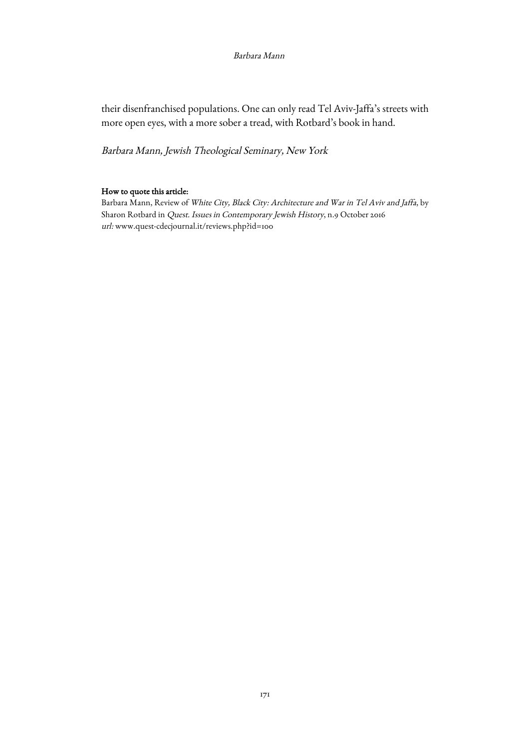their disenfranchised populations. One can only read Tel Aviv-Jaffa's streets with more open eyes, with a more sober a tread, with Rotbard's book in hand.

*Barbara Mann, Jewish Theological Seminary, New York*

**How to quote this article:**
Barbara Mann, Review of *White City, Black City: Architecture and War in Tel Aviv and Jaffa*, by Sharon Rotbard in *Quest. Issues in Contemporary Jewish History*, n.9 October 2016
*url:* www.quest-cdecjournal.it/reviews.php?id=100